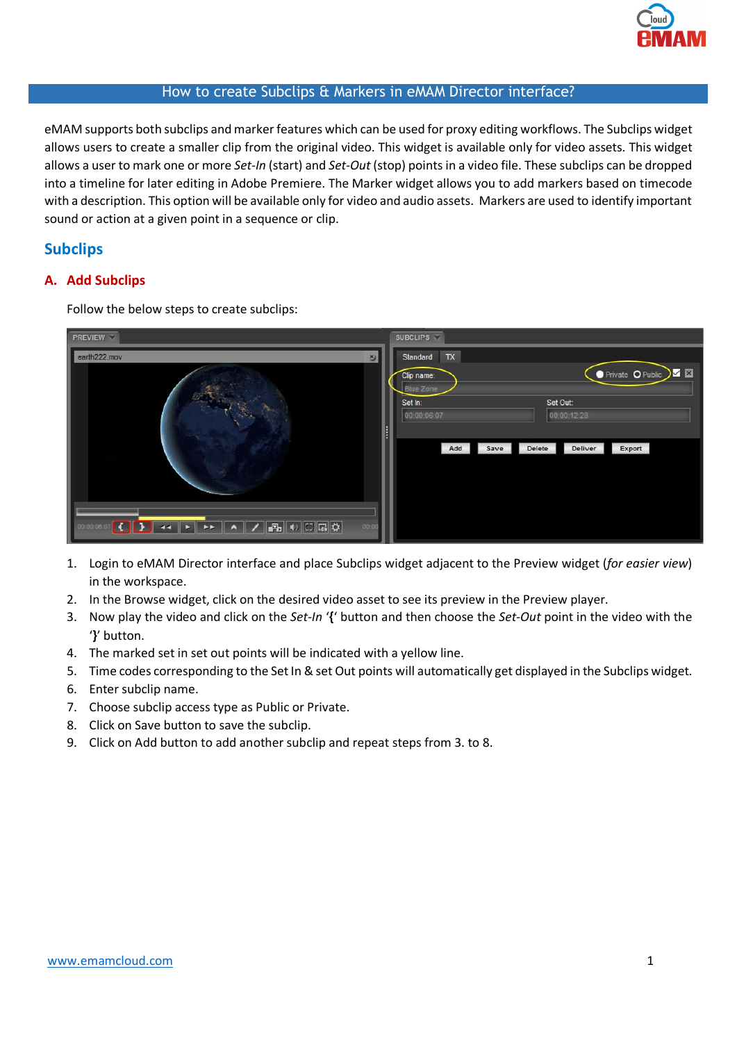# How to create Subclips & Markers in eMAM Director interface?

eMAM supports both subclips and marker features which can be used for proxy editing workflows. The Subclips widget allows users to create a smaller clip from the original video. This widget is available only for video assets. This widget allows a user to mark one or more *Set-In* (start) and *Set-Out* (stop) points in a video file. These subclips can be dropped into a timeline for later editing in Adobe Premiere. The Marker widget allows you to add markers based on timecode with a description. This option will be available only for video and audio assets. Markers are used to identify important sound or action at a given point in a sequence or clip.

## Subclips

### A. Add Subclips

Follow the below steps to create subclips:

1. Login to eMAM Director interface and place Subclips widget adjacent to the Preview widget (*for easier view*) in the workspace.
2. In the Browse widget, click on the desired video asset to see its preview in the Preview player.
3. Now play the video and click on the *Set-In* '**{**' button and then choose the *Set-Out* point in the video with the '**}**' button.
4. The marked set in set out points will be indicated with a yellow line.
5. Time codes corresponding to the Set In & set Out points will automatically get displayed in the Subclips widget.
6. Enter subclip name.
7. Choose subclip access type as Public or Private.
8. Click on Save button to save the subclip.
9. Click on Add button to add another subclip and repeat steps from 3. to 8.

www.emamcloud.com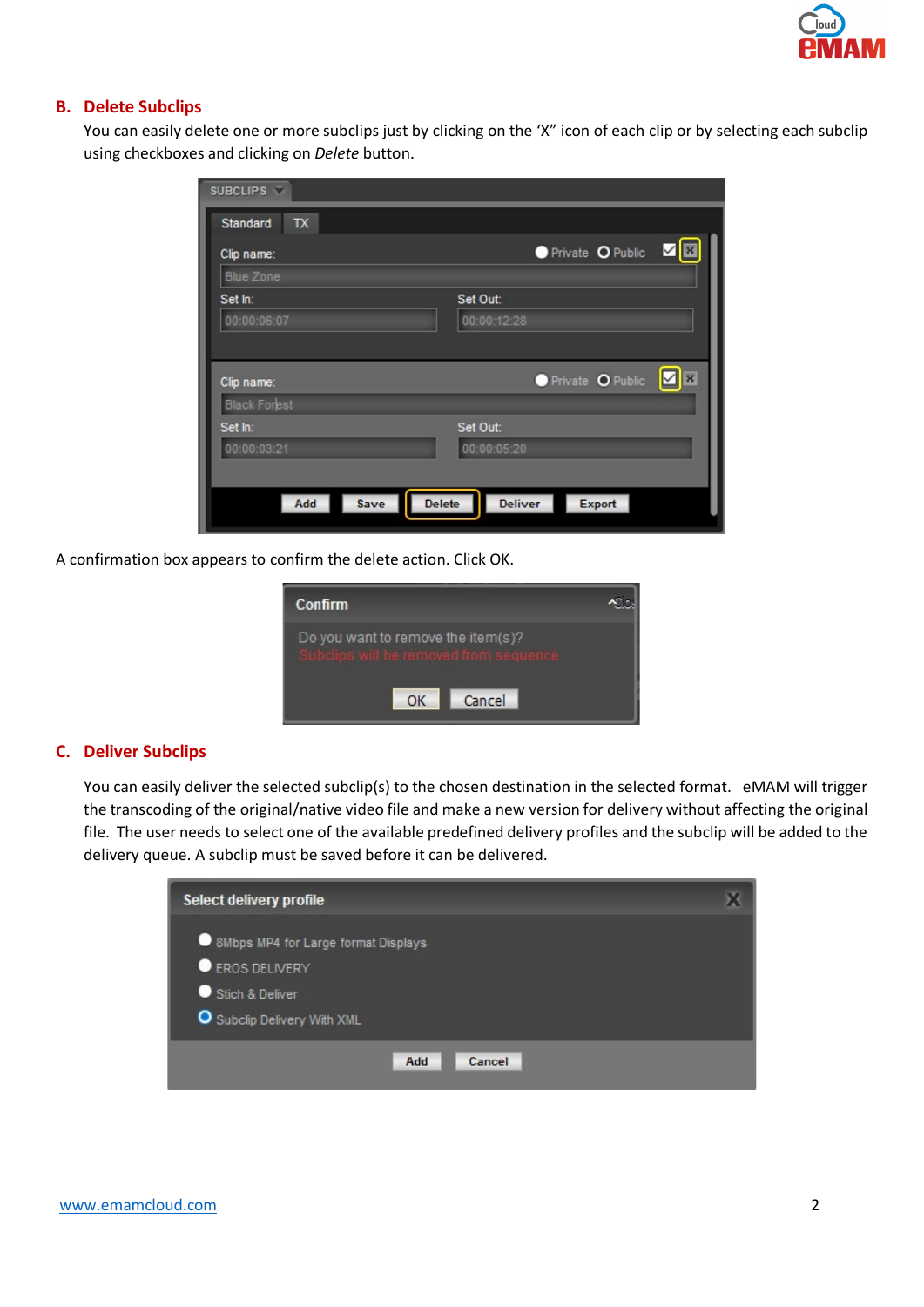## B. Delete Subclips

You can easily delete one or more subclips just by clicking on the 'X" icon of each clip or by selecting each subclip using checkboxes and clicking on *Delete* button.

A confirmation box appears to confirm the delete action. Click OK.

## C. Deliver Subclips

You can easily deliver the selected subclip(s) to the chosen destination in the selected format. eMAM will trigger the transcoding of the original/native video file and make a new version for delivery without affecting the original file. The user needs to select one of the available predefined delivery profiles and the subclip will be added to the delivery queue. A subclip must be saved before it can be delivered.

[www.emamcloud.com](http://www.emamcloud.com)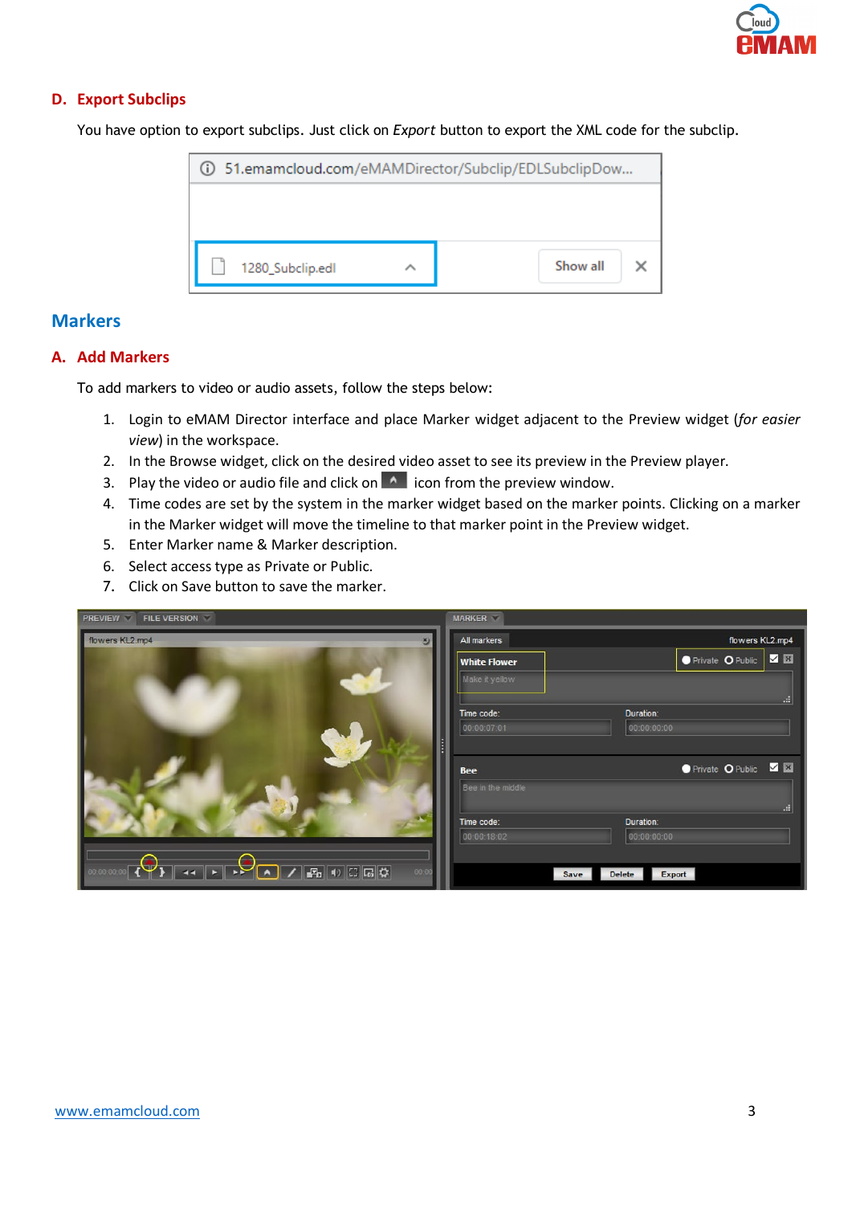## D. Export Subclips

You have option to export subclips. Just click on *Export* button to export the XML code for the subclip.

# Markers

## A. Add Markers

To add markers to video or audio assets, follow the steps below:

1. Login to eMAM Director interface and place Marker widget adjacent to the Preview widget (*for easier view*) in the workspace.
2. In the Browse widget, click on the desired video asset to see its preview in the Preview player.
3. Play the video or audio file and click on icon from the preview window.
4. Time codes are set by the system in the marker widget based on the marker points. Clicking on a marker in the Marker widget will move the timeline to that marker point in the Preview widget.
5. Enter Marker name & Marker description.
6. Select access type as Private or Public.
7. Click on Save button to save the marker.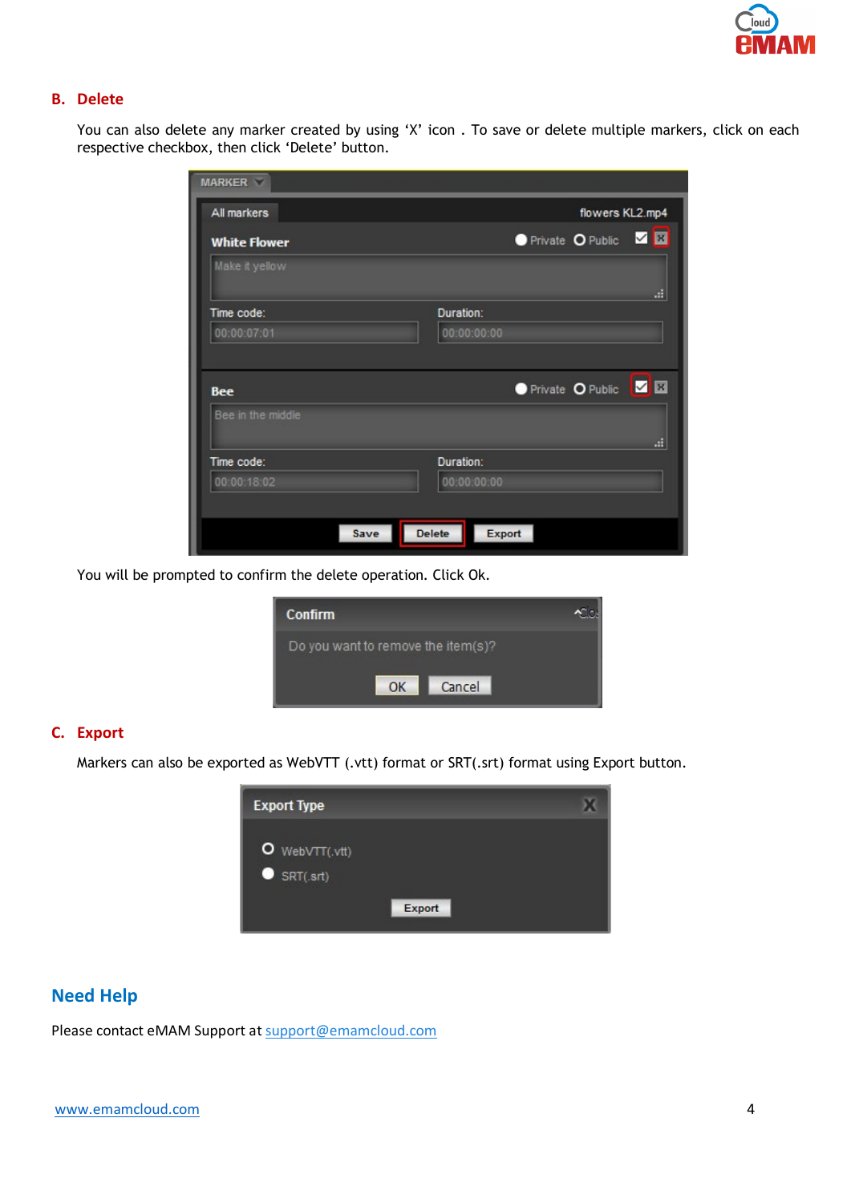## B. Delete

You can also delete any marker created by using 'X' icon . To save or delete multiple markers, click on each respective checkbox, then click 'Delete' button.

You will be prompted to confirm the delete operation. Click Ok.

## C. Export

Markers can also be exported as WebVTT (.vtt) format or SRT(.srt) format using Export button.

# Need Help

Please contact eMAM Support at support@emamcloud.com

www.emamcloud.com